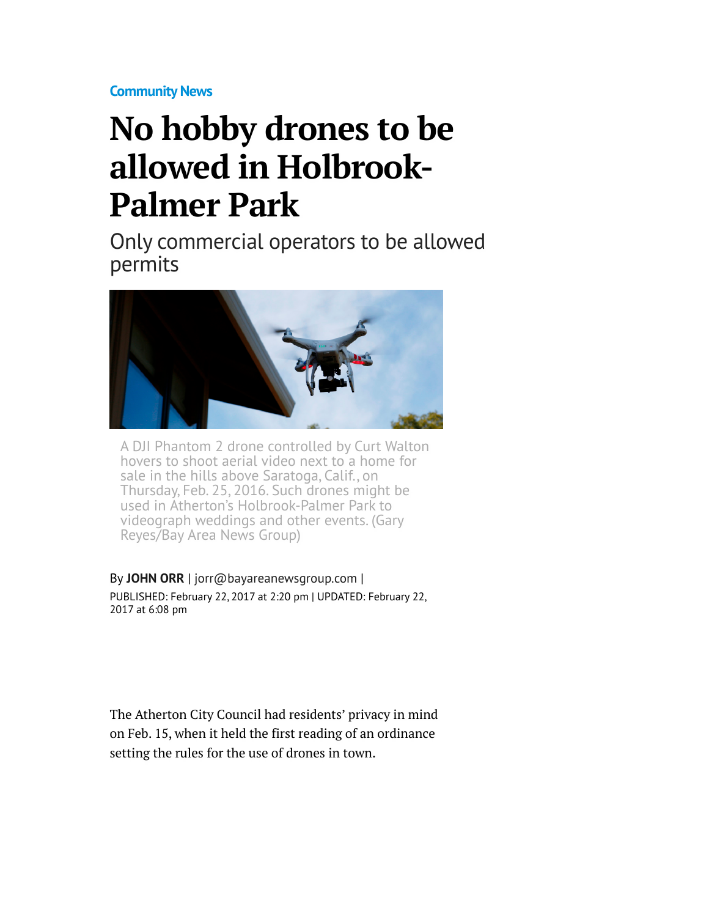Community News

# No hobby drones to be allowed in Holbrook-Palmer Park

## Only commercial operators to be allowed permits

A DJI Phantom 2 drone controlled by Curt Walton hovers to shoot aerial video next to a home for sale in the hills above Saratoga, Calif., on Thursday, Feb. 25, 2016. Such drones might be used in Atherton's Holbrook-Palmer Park to videograph weddings and other events. (Gary Reyes/Bay Area News Group)

By **JOHN ORR** | jorr@bayareanewsgroup.com |
PUBLISHED: February 22, 2017 at 2:20 pm | UPDATED: February 22, 2017 at 6:08 pm

The Atherton City Council had residents' privacy in mind on Feb. 15, when it held the first reading of an ordinance setting the rules for the use of drones in town.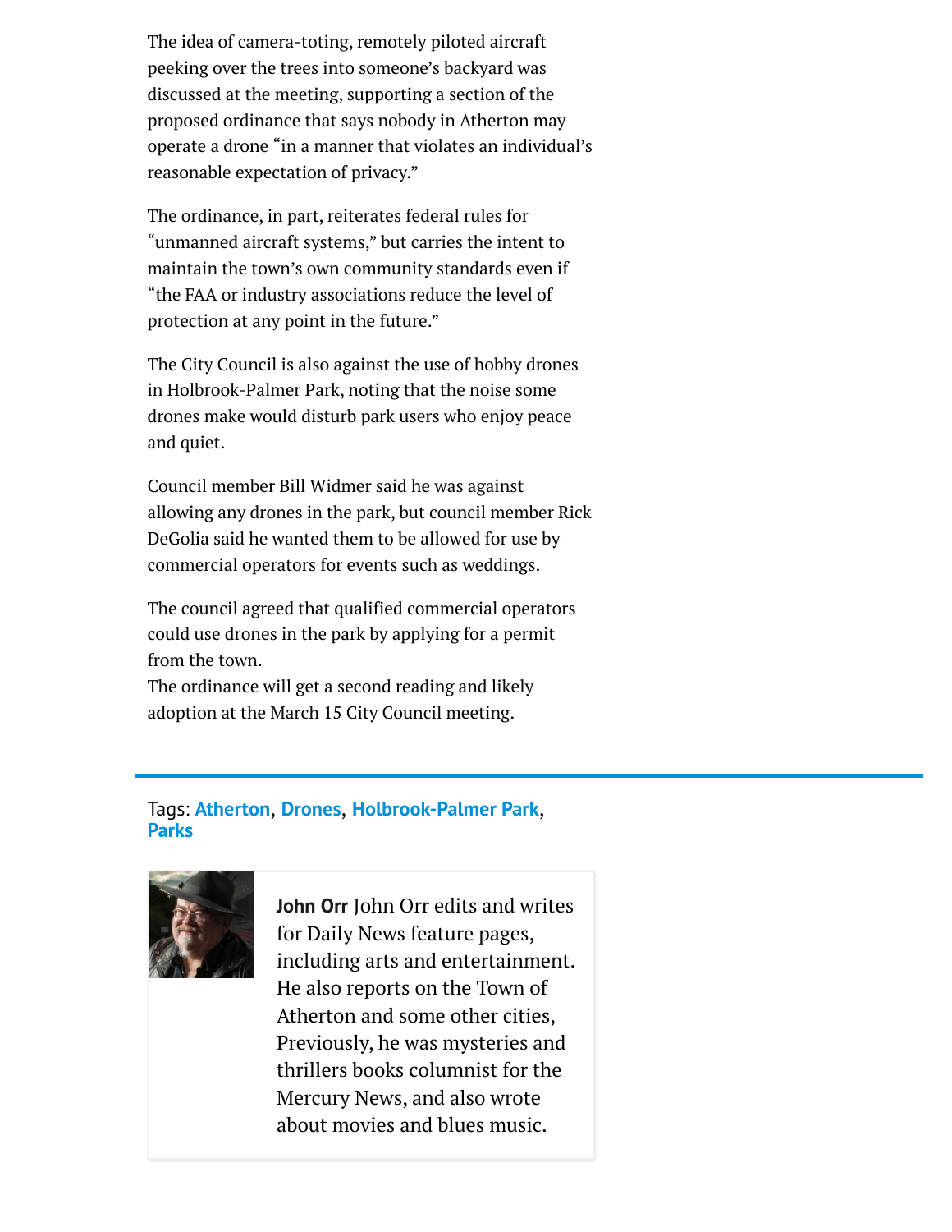The idea of camera-toting, remotely piloted aircraft peeking over the trees into someone's backyard was discussed at the meeting, supporting a section of the proposed ordinance that says nobody in Atherton may operate a drone "in a manner that violates an individual's reasonable expectation of privacy."

The ordinance, in part, reiterates federal rules for "unmanned aircraft systems," but carries the intent to maintain the town's own community standards even if "the FAA or industry associations reduce the level of protection at any point in the future."

The City Council is also against the use of hobby drones in Holbrook-Palmer Park, noting that the noise some drones make would disturb park users who enjoy peace and quiet.

Council member Bill Widmer said he was against allowing any drones in the park, but council member Rick DeGolia said he wanted them to be allowed for use by commercial operators for events such as weddings.

The council agreed that qualified commercial operators could use drones in the park by applying for a permit from the town.
The ordinance will get a second reading and likely adoption at the March 15 City Council meeting.

---

Tags: **Atherton**, **Drones**, **Holbrook-Palmer Park**, **Parks**

**John Orr** John Orr edits and writes for Daily News feature pages, including arts and entertainment. He also reports on the Town of Atherton and some other cities, Previously, he was mysteries and thrillers books columnist for the Mercury News, and also wrote about movies and blues music.